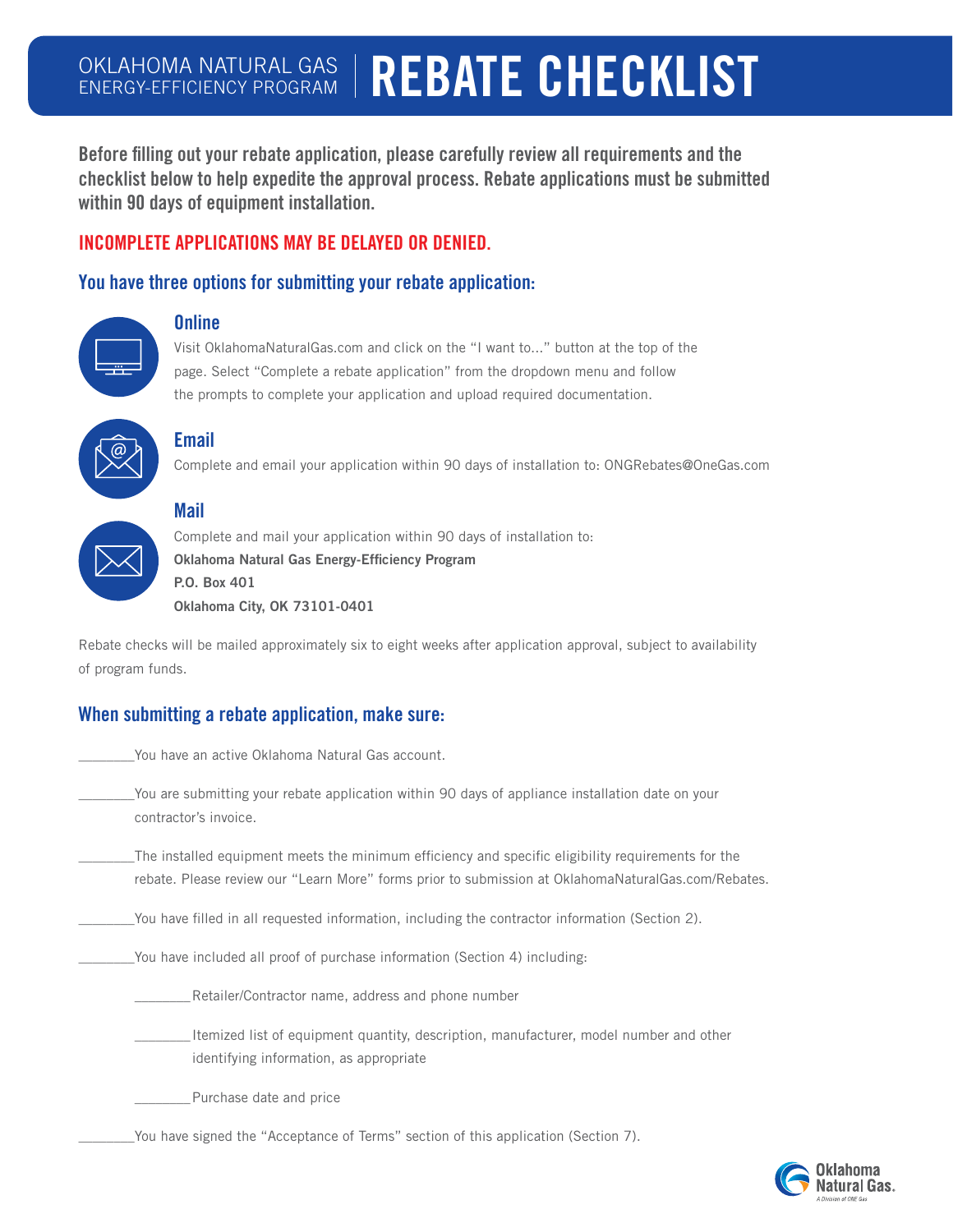# OKLAHOMA NATURAL GAS ENERGY-EFFICIENCY PROGRAM | REBATE CHECKLIST

**Before filling out your rebate application, please carefully review all requirements and the checklist below to help expedite the approval process. Rebate applications must be submitted within 90 days of equipment installation.**

**INCOMPLETE APPLICATIONS MAY BE DELAYED OR DENIED.**

## You have three options for submitting your rebate application:

### Online

Visit OklahomaNaturalGas.com and click on the "I want to..." button at the top of the page. Select "Complete a rebate application" from the dropdown menu and follow the prompts to complete your application and upload required documentation.

### Email

Complete and email your application within 90 days of installation to: ONGRebates@OneGas.com

### Mail

Complete and mail your application within 90 days of installation to:

**Oklahoma Natural Gas Energy-Efficiency Program**
**P.O. Box 401**
**Oklahoma City, OK 73101-0401**

Rebate checks will be mailed approximately six to eight weeks after application approval, subject to availability of program funds.

## When submitting a rebate application, make sure:

________You have an active Oklahoma Natural Gas account.

________You are submitting your rebate application within 90 days of appliance installation date on your contractor's invoice.

________The installed equipment meets the minimum efficiency and specific eligibility requirements for the rebate. Please review our "Learn More" forms prior to submission at OklahomaNaturalGas.com/Rebates.

________You have filled in all requested information, including the contractor information (Section 2).

________You have included all proof of purchase information (Section 4) including:

- ________Retailer/Contractor name, address and phone number
- ________Itemized list of equipment quantity, description, manufacturer, model number and other identifying information, as appropriate
- ________Purchase date and price

________You have signed the "Acceptance of Terms" section of this application (Section 7).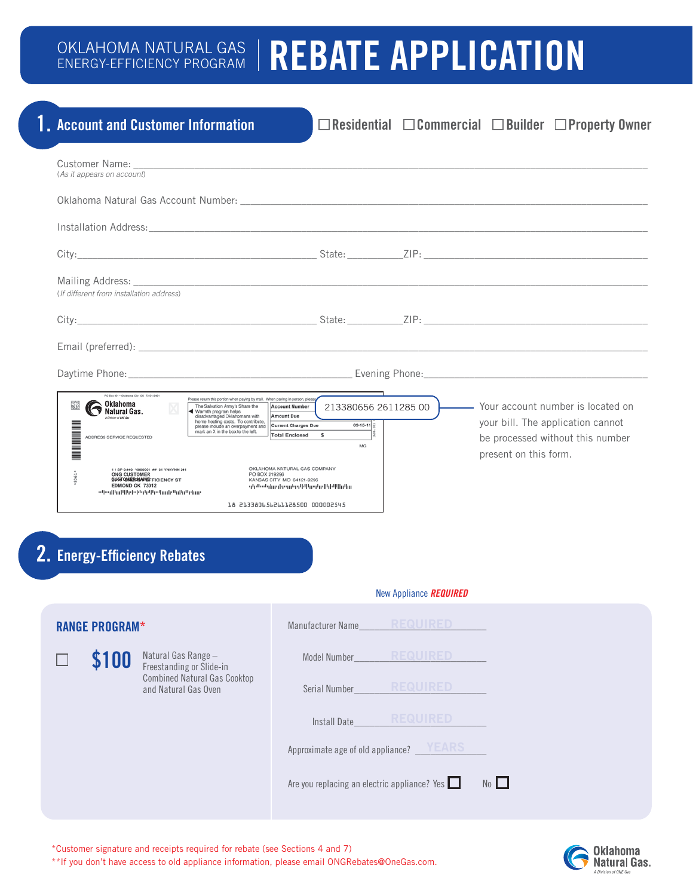# OKLAHOMA NATURAL GAS ENERGY-EFFICIENCY PROGRAM | REBATE APPLICATION

## 1. Account and Customer Information

☐ Residential ☐ Commercial ☐ Builder ☐ Property Owner

Customer Name: ______________________________________________
(*As it appears on account*)

Oklahoma Natural Gas Account Number: ______________________________________________

Installation Address: ______________________________________________

City: ______________________ State: __________ ZIP: ______________________

Mailing Address: ______________________________________________
(*If different from installation address*)

City: ______________________ State: __________ ZIP: ______________________

Email (preferred): ______________________________________________

Daytime Phone: ______________________ Evening Phone: ______________________

213380656 2611285 00

Your account number is located on your bill. The application cannot be processed without this number present on this form.

## 2. Energy-Efficiency Rebates

New Appliance ***REQUIRED***

**RANGE PROGRAM***

☐ **$100** Natural Gas Range – Freestanding or Slide-in Combined Natural Gas Cooktop and Natural Gas Oven

Manufacturer Name ________REQUIRED________

Model Number ________REQUIRED________

Serial Number ________REQUIRED________

Install Date ________REQUIRED________

Approximate age of old appliance? ________YEARS________

Are you replacing an electric appliance? Yes ☐ No ☐

*Customer signature and receipts required for rebate (see Sections 4 and 7)

**If you don't have access to old appliance information, please email ONGRebates@OneGas.com.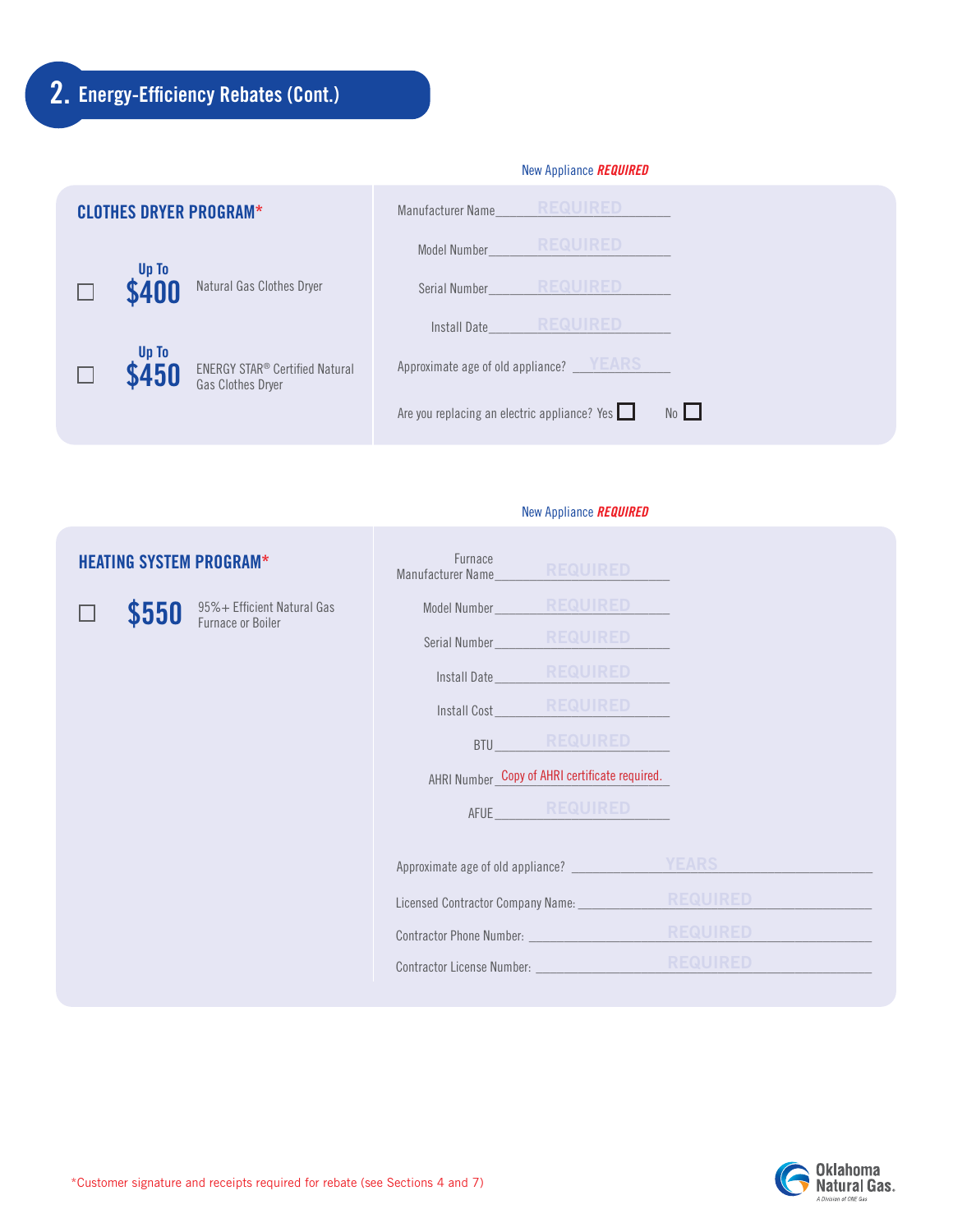## 2. Energy-Efficiency Rebates (Cont.)

New Appliance ***REQUIRED***

### CLOTHES DRYER PROGRAM*

☐ **Up To $400** Natural Gas Clothes Dryer

☐ **Up To $450** ENERGY STAR® Certified Natural Gas Clothes Dryer

Manufacturer Name ________ REQUIRED ________

Model Number ________ REQUIRED ________

Serial Number ________ REQUIRED ________

Install Date ________ REQUIRED ________

Approximate age of old appliance? ________ YEARS ________

Are you replacing an electric appliance? Yes ☐ No ☐

New Appliance ***REQUIRED***

### HEATING SYSTEM PROGRAM*

☐ **$550** 95%+ Efficient Natural Gas Furnace or Boiler

Furnace Manufacturer Name ________ REQUIRED ________

Model Number ________ REQUIRED ________

Serial Number ________ REQUIRED ________

Install Date ________ REQUIRED ________

Install Cost ________ REQUIRED ________

BTU ________ REQUIRED ________

AHRI Number ________ Copy of AHRI certificate required. ________

AFUE ________ REQUIRED ________

Approximate age of old appliance? ________ YEARS ________

Licensed Contractor Company Name: ________ REQUIRED ________

Contractor Phone Number: ________ REQUIRED ________

Contractor License Number: ________ REQUIRED ________

*Customer signature and receipts required for rebate (see Sections 4 and 7)

Oklahoma Natural Gas. A Division of ONE Gas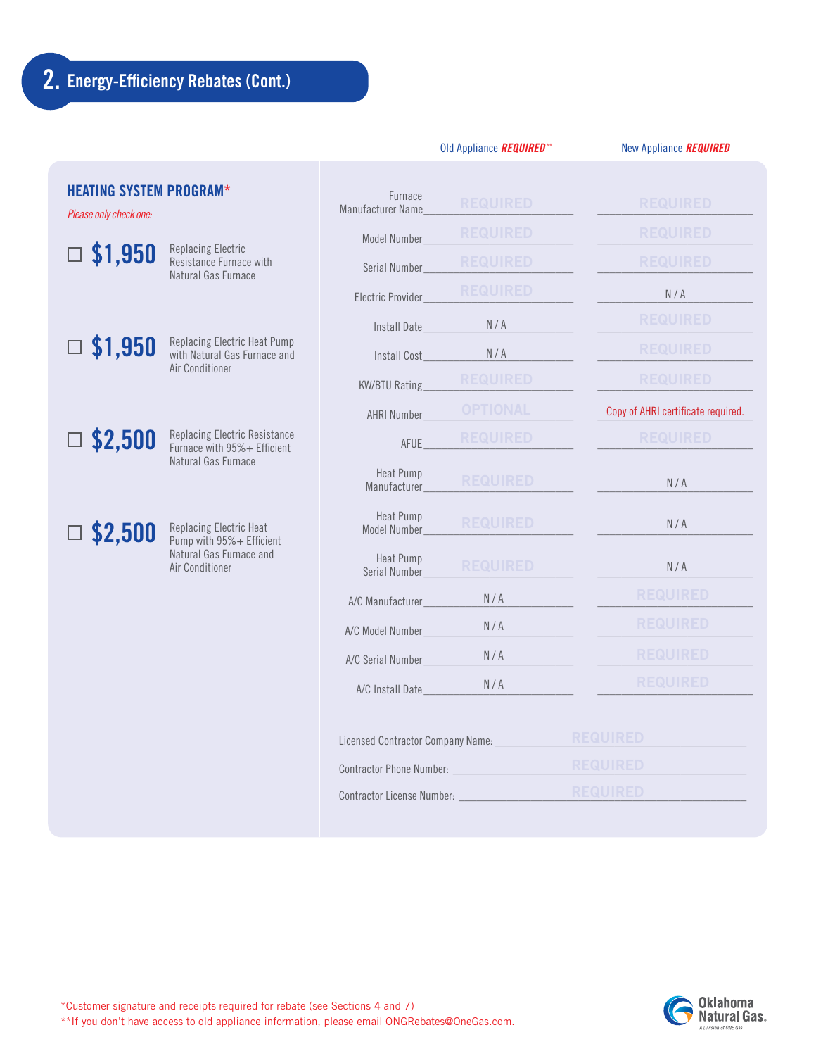## 2. Energy-Efficiency Rebates (Cont.)

### HEATING SYSTEM PROGRAM*

*Please only check one:*

- ☐ **$1,950** Replacing Electric Resistance Furnace with Natural Gas Furnace
- ☐ **$1,950** Replacing Electric Heat Pump with Natural Gas Furnace and Air Conditioner
- ☐ **$2,500** Replacing Electric Resistance Furnace with 95%+ Efficient Natural Gas Furnace
- ☐ **$2,500** Replacing Electric Heat Pump with 95%+ Efficient Natural Gas Furnace and Air Conditioner

| | Old Appliance ***REQUIRED***** | New Appliance ***REQUIRED*** |
|---|---|---|
| Furnace Manufacturer Name | REQUIRED | REQUIRED |
| Model Number | REQUIRED | REQUIRED |
| Serial Number | REQUIRED | REQUIRED |
| Electric Provider | REQUIRED | N / A |
| Install Date | N / A | REQUIRED |
| Install Cost | N / A | REQUIRED |
| KW/BTU Rating | REQUIRED | REQUIRED |
| AHRI Number | OPTIONAL | Copy of AHRI certificate required. |
| AFUE | REQUIRED | REQUIRED |
| Heat Pump Manufacturer | REQUIRED | N / A |
| Heat Pump Model Number | REQUIRED | N / A |
| Heat Pump Serial Number | REQUIRED | N / A |
| A/C Manufacturer | N / A | REQUIRED |
| A/C Model Number | N / A | REQUIRED |
| A/C Serial Number | N / A | REQUIRED |
| A/C Install Date | N / A | REQUIRED |

Licensed Contractor Company Name: REQUIRED

Contractor Phone Number: REQUIRED

Contractor License Number: REQUIRED

*Customer signature and receipts required for rebate (see Sections 4 and 7)

**If you don't have access to old appliance information, please email ONGRebates@OneGas.com.

Oklahoma Natural Gas. A Division of ONE Gas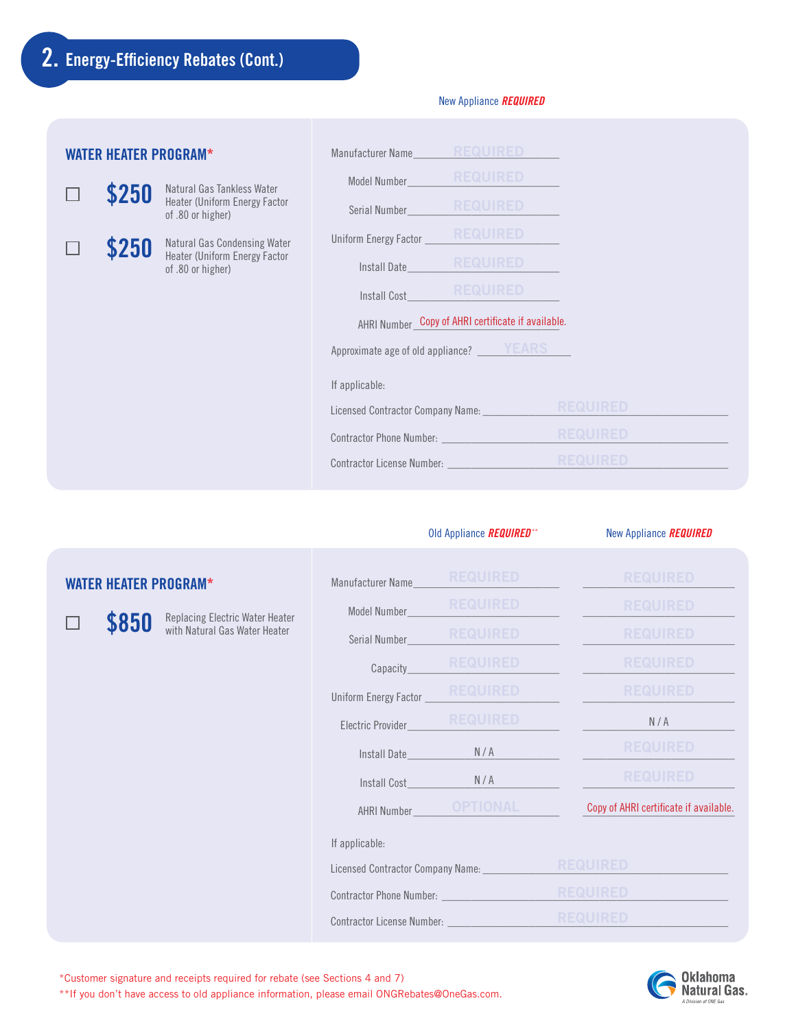## 2. Energy-Efficiency Rebates (Cont.)

### WATER HEATER PROGRAM*

☐ **$250** Natural Gas Tankless Water Heater (Uniform Energy Factor of .80 or higher)

☐ **$250** Natural Gas Condensing Water Heater (Uniform Energy Factor of .80 or higher)

| | New Appliance ***REQUIRED*** |
|---|---|
| Manufacturer Name | REQUIRED |
| Model Number | REQUIRED |
| Serial Number | REQUIRED |
| Uniform Energy Factor | REQUIRED |
| Install Date | REQUIRED |
| Install Cost | REQUIRED |
| AHRI Number | Copy of AHRI certificate if available. |

Approximate age of old appliance? ______ YEARS ______

If applicable:

Licensed Contractor Company Name: ______ REQUIRED ______

Contractor Phone Number: ______ REQUIRED ______

Contractor License Number: ______ REQUIRED ______

### WATER HEATER PROGRAM*

☐ **$850** Replacing Electric Water Heater with Natural Gas Water Heater

| | Old Appliance ***REQUIRED***** | New Appliance ***REQUIRED*** |
|---|---|---|
| Manufacturer Name | REQUIRED | REQUIRED |
| Model Number | REQUIRED | REQUIRED |
| Serial Number | REQUIRED | REQUIRED |
| Capacity | REQUIRED | REQUIRED |
| Uniform Energy Factor | REQUIRED | REQUIRED |
| Electric Provider | REQUIRED | N / A |
| Install Date | N / A | REQUIRED |
| Install Cost | N / A | REQUIRED |
| AHRI Number | OPTIONAL | Copy of AHRI certificate if available. |

If applicable:

Licensed Contractor Company Name: ______ REQUIRED ______

Contractor Phone Number: ______ REQUIRED ______

Contractor License Number: ______ REQUIRED ______

*Customer signature and receipts required for rebate (see Sections 4 and 7)

**If you don't have access to old appliance information, please email ONGRebates@OneGas.com.

Oklahoma Natural Gas. A Division of ONE Gas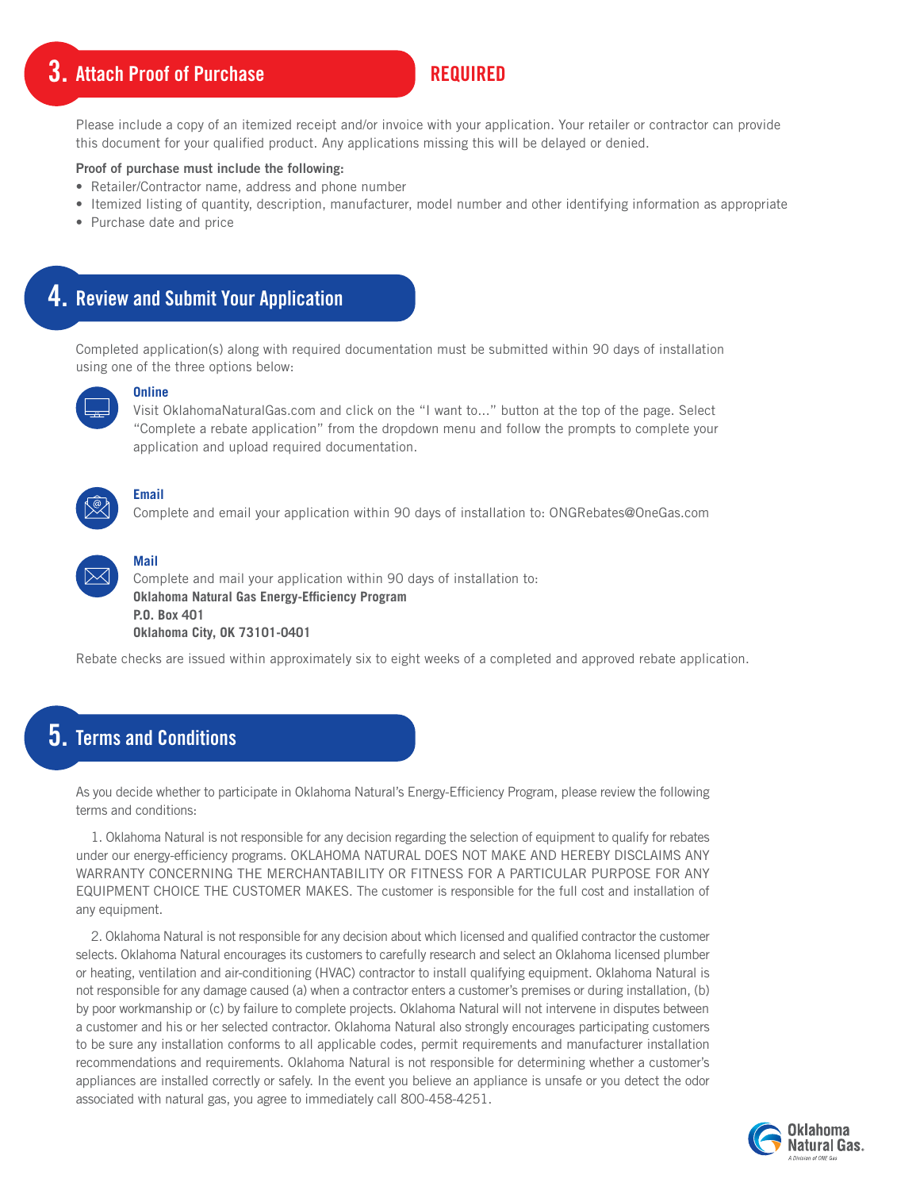## 3. Attach Proof of Purchase

**REQUIRED**

Please include a copy of an itemized receipt and/or invoice with your application. Your retailer or contractor can provide this document for your qualified product. Any applications missing this will be delayed or denied.

**Proof of purchase must include the following:**

- Retailer/Contractor name, address and phone number
- Itemized listing of quantity, description, manufacturer, model number and other identifying information as appropriate
- Purchase date and price

## 4. Review and Submit Your Application

Completed application(s) along with required documentation must be submitted within 90 days of installation using one of the three options below:

**Online**
Visit OklahomaNaturalGas.com and click on the "I want to..." button at the top of the page. Select "Complete a rebate application" from the dropdown menu and follow the prompts to complete your application and upload required documentation.

**Email**
Complete and email your application within 90 days of installation to: ONGRebates@OneGas.com

**Mail**
Complete and mail your application within 90 days of installation to:
**Oklahoma Natural Gas Energy-Efficiency Program**
**P.O. Box 401**
**Oklahoma City, OK 73101-0401**

Rebate checks are issued within approximately six to eight weeks of a completed and approved rebate application.

## 5. Terms and Conditions

As you decide whether to participate in Oklahoma Natural's Energy-Efficiency Program, please review the following terms and conditions:

1. Oklahoma Natural is not responsible for any decision regarding the selection of equipment to qualify for rebates under our energy-efficiency programs. OKLAHOMA NATURAL DOES NOT MAKE AND HEREBY DISCLAIMS ANY WARRANTY CONCERNING THE MERCHANTABILITY OR FITNESS FOR A PARTICULAR PURPOSE FOR ANY EQUIPMENT CHOICE THE CUSTOMER MAKES. The customer is responsible for the full cost and installation of any equipment.

2. Oklahoma Natural is not responsible for any decision about which licensed and qualified contractor the customer selects. Oklahoma Natural encourages its customers to carefully research and select an Oklahoma licensed plumber or heating, ventilation and air-conditioning (HVAC) contractor to install qualifying equipment. Oklahoma Natural is not responsible for any damage caused (a) when a contractor enters a customer's premises or during installation, (b) by poor workmanship or (c) by failure to complete projects. Oklahoma Natural will not intervene in disputes between a customer and his or her selected contractor. Oklahoma Natural also strongly encourages participating customers to be sure any installation conforms to all applicable codes, permit requirements and manufacturer installation recommendations and requirements. Oklahoma Natural is not responsible for determining whether a customer's appliances are installed correctly or safely. In the event you believe an appliance is unsafe or you detect the odor associated with natural gas, you agree to immediately call 800-458-4251.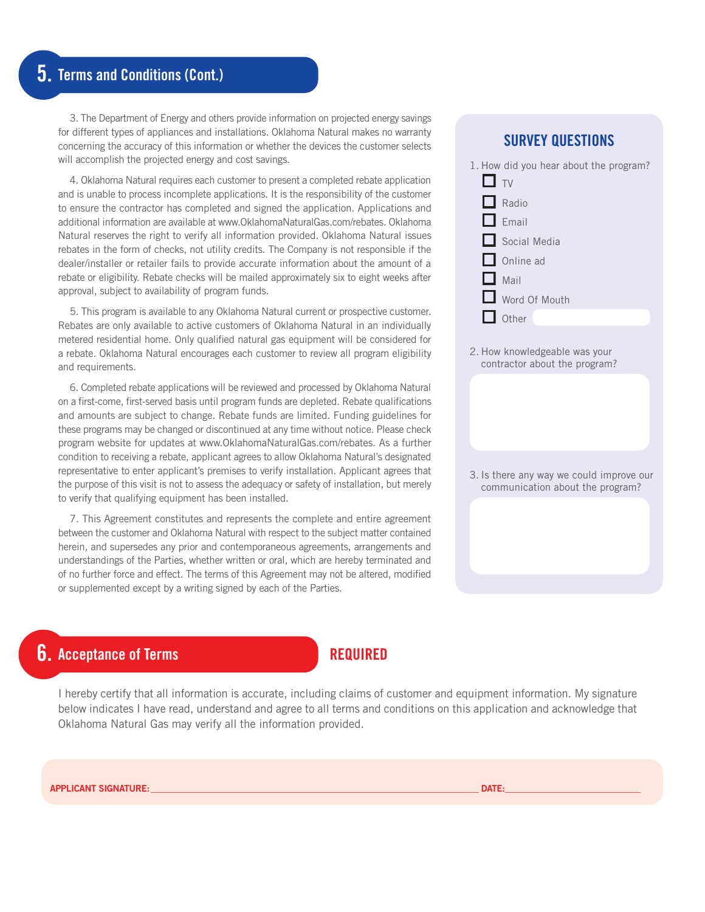## 5. Terms and Conditions (Cont.)

3. The Department of Energy and others provide information on projected energy savings for different types of appliances and installations. Oklahoma Natural makes no warranty concerning the accuracy of this information or whether the devices the customer selects will accomplish the projected energy and cost savings.

4. Oklahoma Natural requires each customer to present a completed rebate application and is unable to process incomplete applications. It is the responsibility of the customer to ensure the contractor has completed and signed the application. Applications and additional information are available at www.OklahomaNaturalGas.com/rebates. Oklahoma Natural reserves the right to verify all information provided. Oklahoma Natural issues rebates in the form of checks, not utility credits. The Company is not responsible if the dealer/installer or retailer fails to provide accurate information about the amount of a rebate or eligibility. Rebate checks will be mailed approximately six to eight weeks after approval, subject to availability of program funds.

5. This program is available to any Oklahoma Natural current or prospective customer. Rebates are only available to active customers of Oklahoma Natural in an individually metered residential home. Only qualified natural gas equipment will be considered for a rebate. Oklahoma Natural encourages each customer to review all program eligibility and requirements.

6. Completed rebate applications will be reviewed and processed by Oklahoma Natural on a first-come, first-served basis until program funds are depleted. Rebate qualifications and amounts are subject to change. Rebate funds are limited. Funding guidelines for these programs may be changed or discontinued at any time without notice. Please check program website for updates at www.OklahomaNaturalGas.com/rebates. As a further condition to receiving a rebate, applicant agrees to allow Oklahoma Natural's designated representative to enter applicant's premises to verify installation. Applicant agrees that the purpose of this visit is not to assess the adequacy or safety of installation, but merely to verify that qualifying equipment has been installed.

7. This Agreement constitutes and represents the complete and entire agreement between the customer and Oklahoma Natural with respect to the subject matter contained herein, and supersedes any prior and contemporaneous agreements, arrangements and understandings of the Parties, whether written or oral, which are hereby terminated and of no further force and effect. The terms of this Agreement may not be altered, modified or supplemented except by a writing signed by each of the Parties.

### SURVEY QUESTIONS

1. How did you hear about the program?
   - ☐ TV
   - ☐ Radio
   - ☐ Email
   - ☐ Social Media
   - ☐ Online ad
   - ☐ Mail
   - ☐ Word Of Mouth
   - ☐ Other ____________

2. How knowledgeable was your contractor about the program?

3. Is there any way we could improve our communication about the program?

## 6. Acceptance of Terms

**REQUIRED**

I hereby certify that all information is accurate, including claims of customer and equipment information. My signature below indicates I have read, understand and agree to all terms and conditions on this application and acknowledge that Oklahoma Natural Gas may verify all the information provided.

**APPLICANT SIGNATURE:** ______________________________ **DATE:** ______________